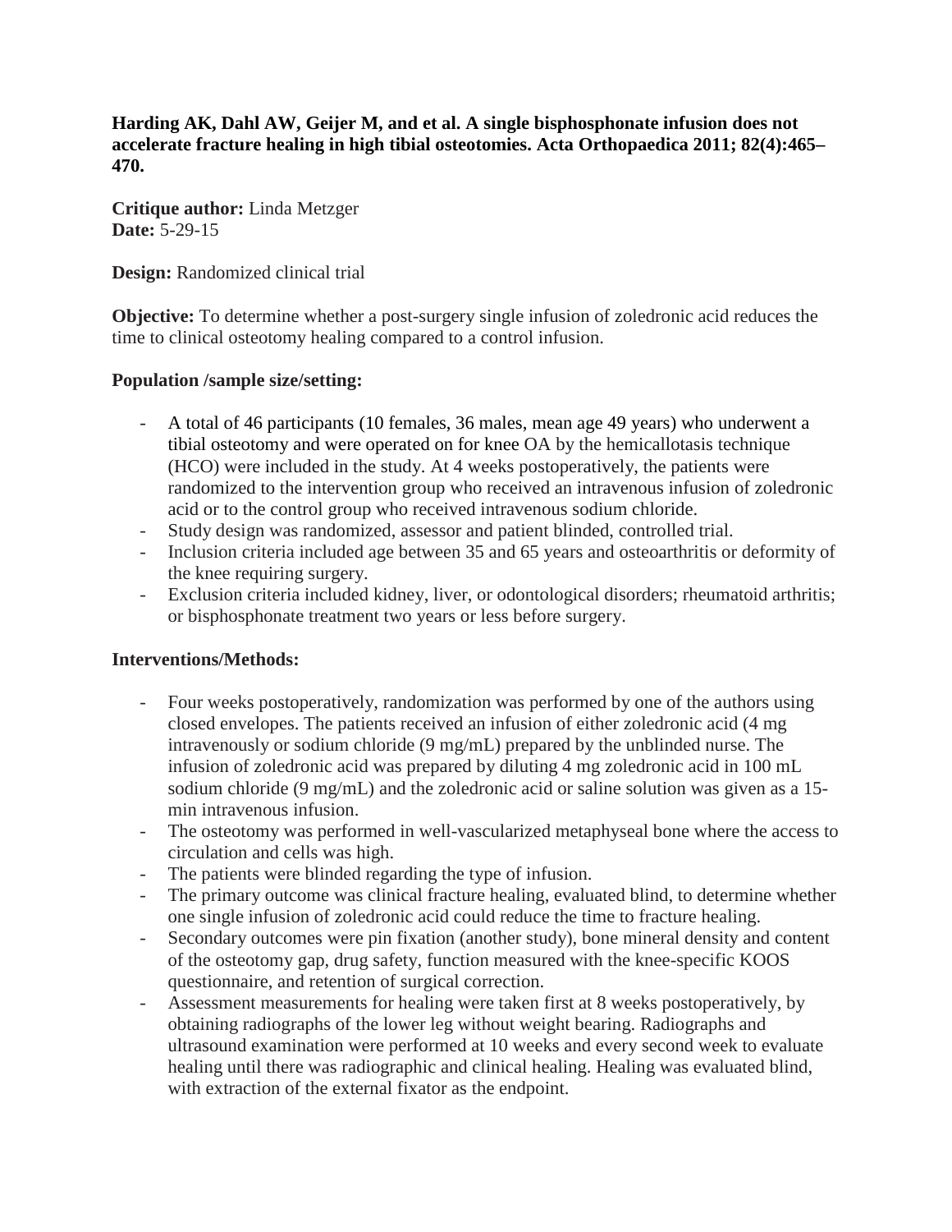**Harding AK, Dahl AW, Geijer M, and et al. A single bisphosphonate infusion does not accelerate fracture healing in high tibial osteotomies. Acta Orthopaedica 2011; 82(4):465–470.**

**Critique author:** Linda Metzger
**Date:** 5-29-15

**Design:** Randomized clinical trial

**Objective:** To determine whether a post-surgery single infusion of zoledronic acid reduces the time to clinical osteotomy healing compared to a control infusion.

**Population /sample size/setting:**

- A total of 46 participants (10 females, 36 males, mean age 49 years) who underwent a tibial osteotomy and were operated on for knee OA by the hemicallotasis technique (HCO) were included in the study. At 4 weeks postoperatively, the patients were randomized to the intervention group who received an intravenous infusion of zoledronic acid or to the control group who received intravenous sodium chloride.
- Study design was randomized, assessor and patient blinded, controlled trial.
- Inclusion criteria included age between 35 and 65 years and osteoarthritis or deformity of the knee requiring surgery.
- Exclusion criteria included kidney, liver, or odontological disorders; rheumatoid arthritis; or bisphosphonate treatment two years or less before surgery.

**Interventions/Methods:**

- Four weeks postoperatively, randomization was performed by one of the authors using closed envelopes. The patients received an infusion of either zoledronic acid (4 mg intravenously or sodium chloride (9 mg/mL) prepared by the unblinded nurse. The infusion of zoledronic acid was prepared by diluting 4 mg zoledronic acid in 100 mL sodium chloride (9 mg/mL) and the zoledronic acid or saline solution was given as a 15-min intravenous infusion.
- The osteotomy was performed in well-vascularized metaphyseal bone where the access to circulation and cells was high.
- The patients were blinded regarding the type of infusion.
- The primary outcome was clinical fracture healing, evaluated blind, to determine whether one single infusion of zoledronic acid could reduce the time to fracture healing.
- Secondary outcomes were pin fixation (another study), bone mineral density and content of the osteotomy gap, drug safety, function measured with the knee-specific KOOS questionnaire, and retention of surgical correction.
- Assessment measurements for healing were taken first at 8 weeks postoperatively, by obtaining radiographs of the lower leg without weight bearing. Radiographs and ultrasound examination were performed at 10 weeks and every second week to evaluate healing until there was radiographic and clinical healing. Healing was evaluated blind, with extraction of the external fixator as the endpoint.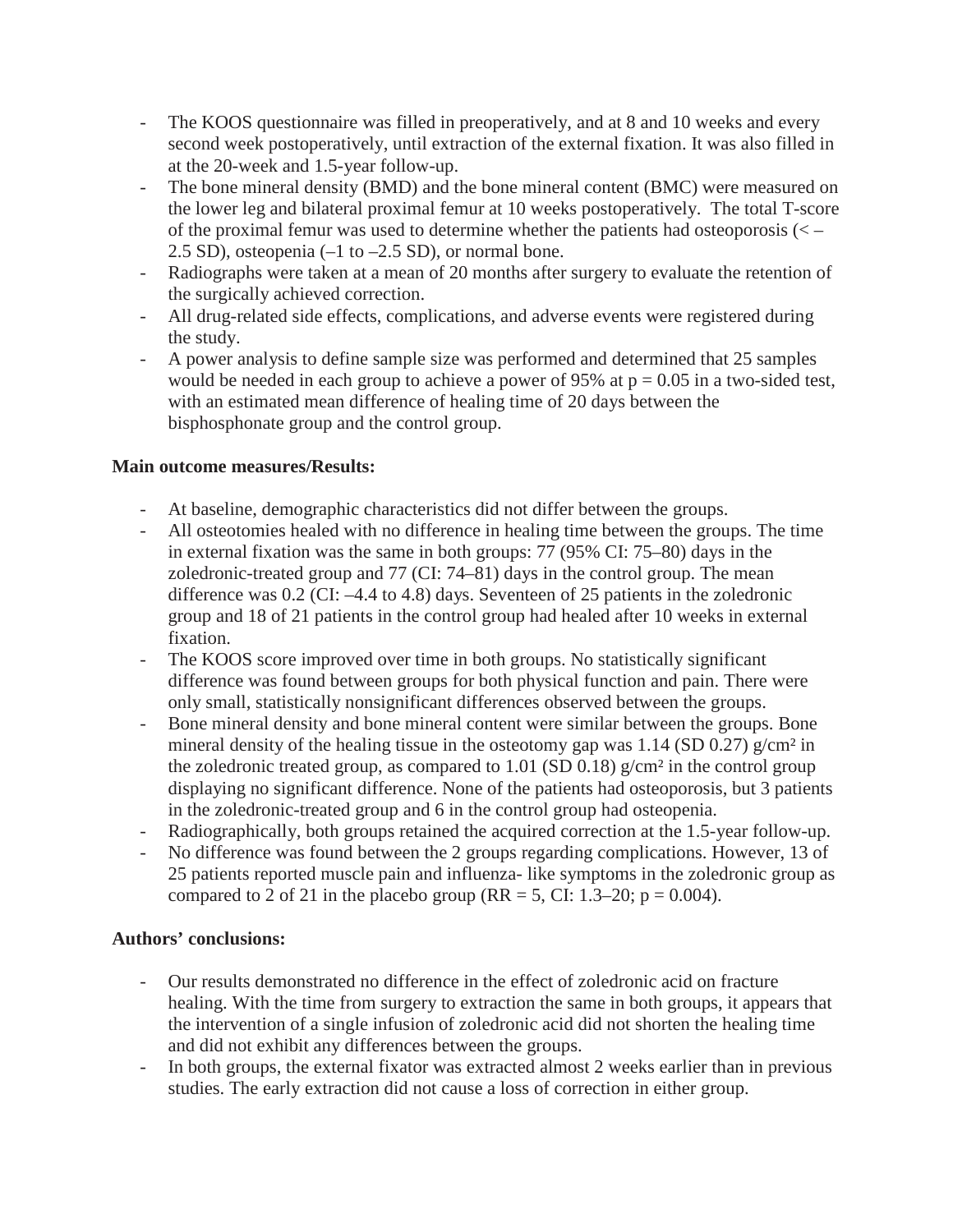- The KOOS questionnaire was filled in preoperatively, and at 8 and 10 weeks and every second week postoperatively, until extraction of the external fixation. It was also filled in at the 20-week and 1.5-year follow-up.
- The bone mineral density (BMD) and the bone mineral content (BMC) were measured on the lower leg and bilateral proximal femur at 10 weeks postoperatively. The total T-score of the proximal femur was used to determine whether the patients had osteoporosis (< –2.5 SD), osteopenia (–1 to –2.5 SD), or normal bone.
- Radiographs were taken at a mean of 20 months after surgery to evaluate the retention of the surgically achieved correction.
- All drug-related side effects, complications, and adverse events were registered during the study.
- A power analysis to define sample size was performed and determined that 25 samples would be needed in each group to achieve a power of 95% at $p = 0.05$ in a two-sided test, with an estimated mean difference of healing time of 20 days between the bisphosphonate group and the control group.

**Main outcome measures/Results:**

- At baseline, demographic characteristics did not differ between the groups.
- All osteotomies healed with no difference in healing time between the groups. The time in external fixation was the same in both groups: 77 (95% CI: 75–80) days in the zoledronic-treated group and 77 (CI: 74–81) days in the control group. The mean difference was 0.2 (CI: –4.4 to 4.8) days. Seventeen of 25 patients in the zoledronic group and 18 of 21 patients in the control group had healed after 10 weeks in external fixation.
- The KOOS score improved over time in both groups. No statistically significant difference was found between groups for both physical function and pain. There were only small, statistically nonsignificant differences observed between the groups.
- Bone mineral density and bone mineral content were similar between the groups. Bone mineral density of the healing tissue in the osteotomy gap was 1.14 (SD 0.27) g/cm² in the zoledronic treated group, as compared to 1.01 (SD 0.18) g/cm² in the control group displaying no significant difference. None of the patients had osteoporosis, but 3 patients in the zoledronic-treated group and 6 in the control group had osteopenia.
- Radiographically, both groups retained the acquired correction at the 1.5-year follow-up.
- No difference was found between the 2 groups regarding complications. However, 13 of 25 patients reported muscle pain and influenza- like symptoms in the zoledronic group as compared to 2 of 21 in the placebo group (RR = 5, CI: 1.3–20; $p = 0.004$).

**Authors' conclusions:**

- Our results demonstrated no difference in the effect of zoledronic acid on fracture healing. With the time from surgery to extraction the same in both groups, it appears that the intervention of a single infusion of zoledronic acid did not shorten the healing time and did not exhibit any differences between the groups.
- In both groups, the external fixator was extracted almost 2 weeks earlier than in previous studies. The early extraction did not cause a loss of correction in either group.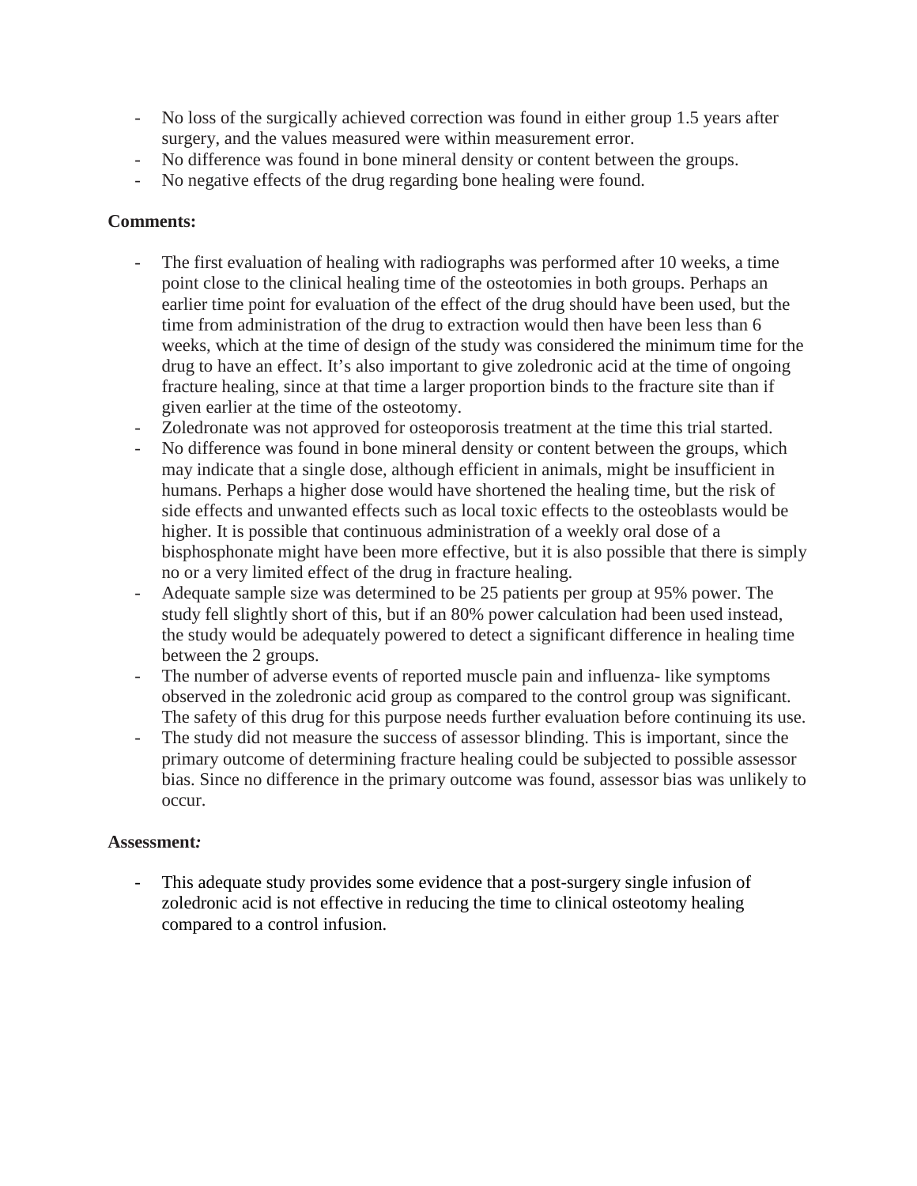- No loss of the surgically achieved correction was found in either group 1.5 years after surgery, and the values measured were within measurement error.
- No difference was found in bone mineral density or content between the groups.
- No negative effects of the drug regarding bone healing were found.

**Comments:**

- The first evaluation of healing with radiographs was performed after 10 weeks, a time point close to the clinical healing time of the osteotomies in both groups. Perhaps an earlier time point for evaluation of the effect of the drug should have been used, but the time from administration of the drug to extraction would then have been less than 6 weeks, which at the time of design of the study was considered the minimum time for the drug to have an effect. It's also important to give zoledronic acid at the time of ongoing fracture healing, since at that time a larger proportion binds to the fracture site than if given earlier at the time of the osteotomy.
- Zoledronate was not approved for osteoporosis treatment at the time this trial started.
- No difference was found in bone mineral density or content between the groups, which may indicate that a single dose, although efficient in animals, might be insufficient in humans. Perhaps a higher dose would have shortened the healing time, but the risk of side effects and unwanted effects such as local toxic effects to the osteoblasts would be higher. It is possible that continuous administration of a weekly oral dose of a bisphosphonate might have been more effective, but it is also possible that there is simply no or a very limited effect of the drug in fracture healing.
- Adequate sample size was determined to be 25 patients per group at 95% power. The study fell slightly short of this, but if an 80% power calculation had been used instead, the study would be adequately powered to detect a significant difference in healing time between the 2 groups.
- The number of adverse events of reported muscle pain and influenza- like symptoms observed in the zoledronic acid group as compared to the control group was significant. The safety of this drug for this purpose needs further evaluation before continuing its use.
- The study did not measure the success of assessor blinding. This is important, since the primary outcome of determining fracture healing could be subjected to possible assessor bias. Since no difference in the primary outcome was found, assessor bias was unlikely to occur.

**Assessment*:***

- This adequate study provides some evidence that a post-surgery single infusion of zoledronic acid is not effective in reducing the time to clinical osteotomy healing compared to a control infusion.